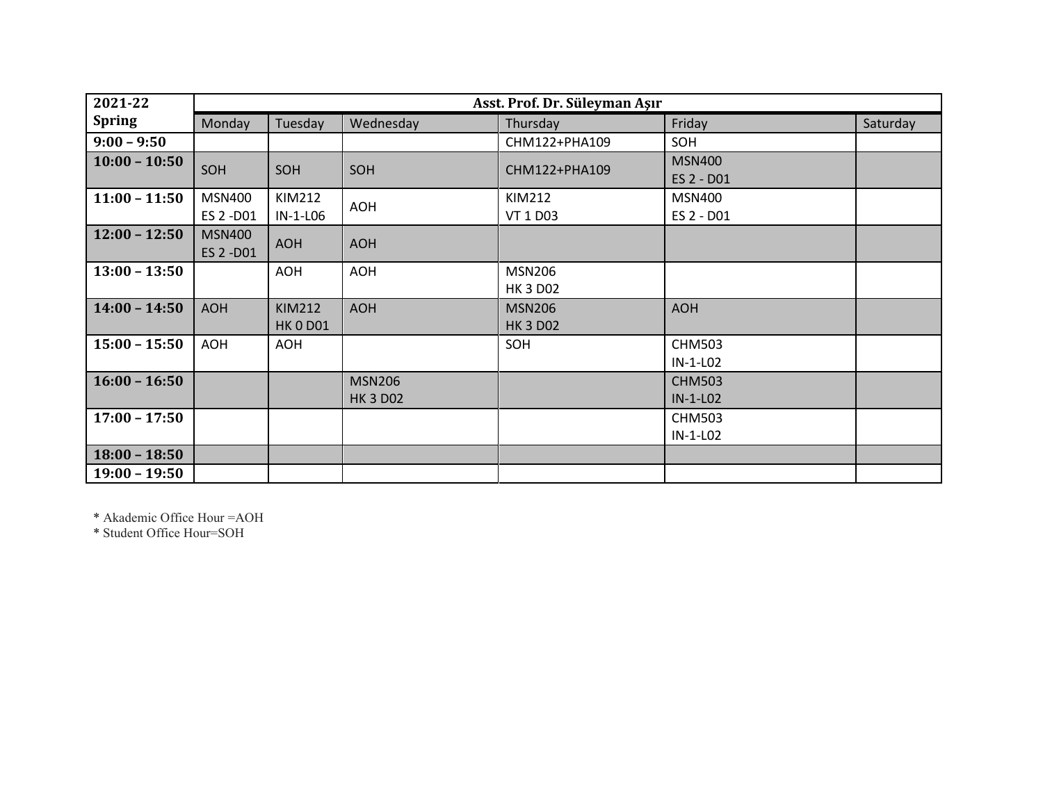| 2021-22 Spring | Asst. Prof. Dr. Süleyman Aşır | | | | | |
|---|---|---|---|---|---|---|
| | Monday | Tuesday | Wednesday | Thursday | Friday | Saturday |
| **9:00 – 9:50** | | | | CHM122+PHA109 | SOH | |
| **10:00 – 10:50** | SOH | SOH | SOH | CHM122+PHA109 | MSN400 ES 2 - D01 | |
| **11:00 – 11:50** | MSN400 ES 2 -D01 | KIM212 IN-1-L06 | AOH | KIM212 VT 1 D03 | MSN400 ES 2 - D01 | |
| **12:00 – 12:50** | MSN400 ES 2 -D01 | AOH | AOH | | | |
| **13:00 – 13:50** | | AOH | AOH | MSN206 HK 3 D02 | | |
| **14:00 – 14:50** | AOH | KIM212 HK 0 D01 | AOH | MSN206 HK 3 D02 | AOH | |
| **15:00 – 15:50** | AOH | AOH | | SOH | CHM503 IN-1-L02 | |
| **16:00 – 16:50** | | | MSN206 HK 3 D02 | | CHM503 IN-1-L02 | |
| **17:00 – 17:50** | | | | | CHM503 IN-1-L02 | |
| **18:00 – 18:50** | | | | | | |
| **19:00 – 19:50** | | | | | | |

* Akademic Office Hour =AOH
* Student Office Hour=SOH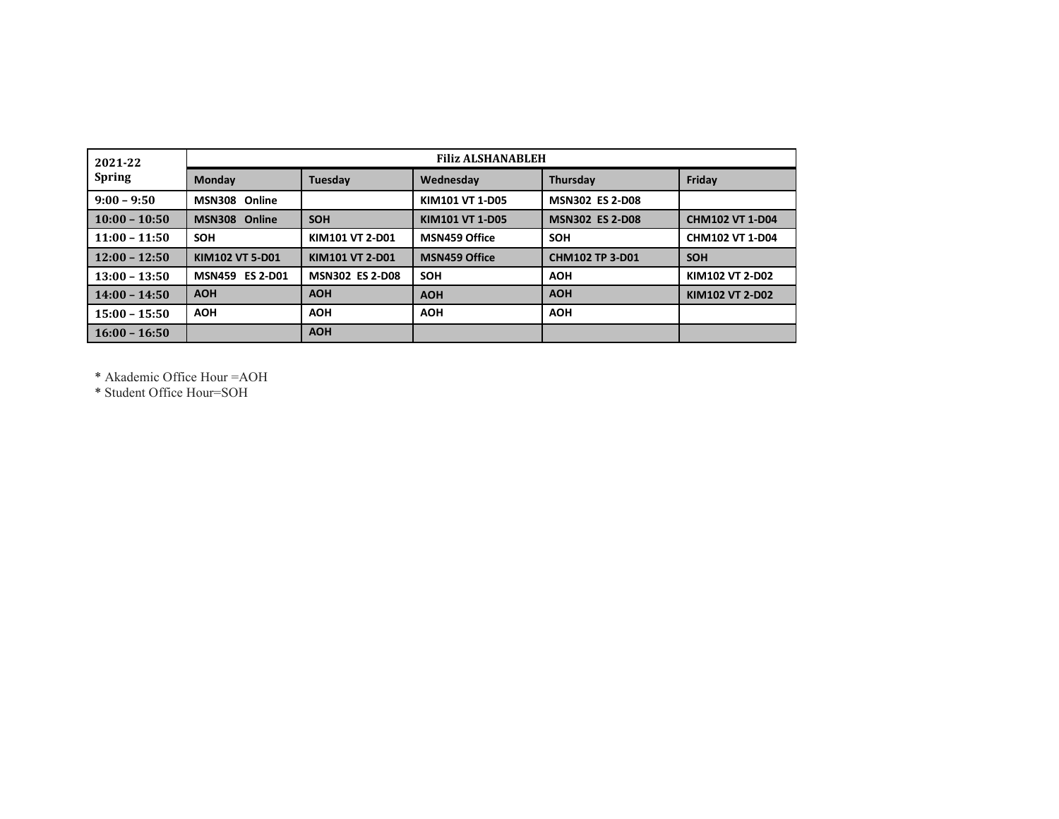| 2021-22 Spring | Filiz ALSHANABLEH | | | | |
|---|---|---|---|---|---|
| | **Monday** | **Tuesday** | **Wednesday** | **Thursday** | **Friday** |
| **9:00 – 9:50** | **MSN308 Online** | | **KIM101 VT 1-D05** | **MSN302 ES 2-D08** | |
| **10:00 – 10:50** | **MSN308 Online** | **SOH** | **KIM101 VT 1-D05** | **MSN302 ES 2-D08** | **CHM102 VT 1-D04** |
| **11:00 – 11:50** | **SOH** | **KIM101 VT 2-D01** | **MSN459 Office** | **SOH** | **CHM102 VT 1-D04** |
| **12:00 – 12:50** | **KIM102 VT 5-D01** | **KIM101 VT 2-D01** | **MSN459 Office** | **CHM102 TP 3-D01** | **SOH** |
| **13:00 – 13:50** | **MSN459 ES 2-D01** | **MSN302 ES 2-D08** | **SOH** | **AOH** | **KIM102 VT 2-D02** |
| **14:00 – 14:50** | **AOH** | **AOH** | **AOH** | **AOH** | **KIM102 VT 2-D02** |
| **15:00 – 15:50** | **AOH** | **AOH** | **AOH** | **AOH** | |
| **16:00 – 16:50** | | **AOH** | | | |

* Akademic Office Hour =AOH
* Student Office Hour=SOH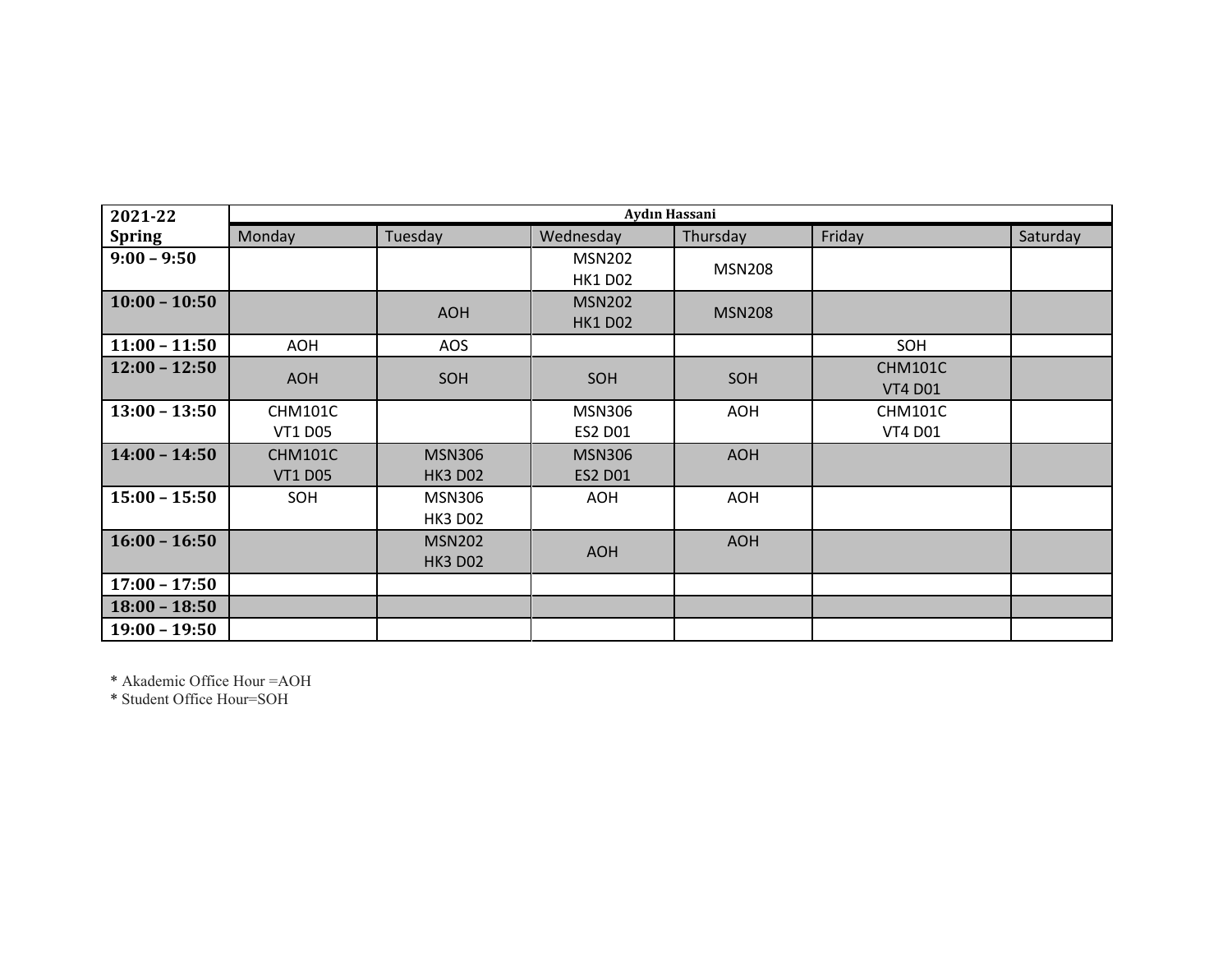| 2021-22 Spring | Aydın Hassani | | | | | |
|---|---|---|---|---|---|---|
| | Monday | Tuesday | Wednesday | Thursday | Friday | Saturday |
| 9:00 – 9:50 | | | MSN202 HK1 D02 | MSN208 | | |
| 10:00 – 10:50 | | AOH | MSN202 HK1 D02 | MSN208 | | |
| 11:00 – 11:50 | AOH | AOS | | | SOH | |
| 12:00 – 12:50 | AOH | SOH | SOH | SOH | CHM101C VT4 D01 | |
| 13:00 – 13:50 | CHM101C VT1 D05 | | MSN306 ES2 D01 | AOH | CHM101C VT4 D01 | |
| 14:00 – 14:50 | CHM101C VT1 D05 | MSN306 HK3 D02 | MSN306 ES2 D01 | AOH | | |
| 15:00 – 15:50 | SOH | MSN306 HK3 D02 | AOH | AOH | | |
| 16:00 – 16:50 | | MSN202 HK3 D02 | AOH | AOH | | |
| 17:00 – 17:50 | | | | | | |
| 18:00 – 18:50 | | | | | | |
| 19:00 – 19:50 | | | | | | |

* Akademic Office Hour =AOH
* Student Office Hour=SOH